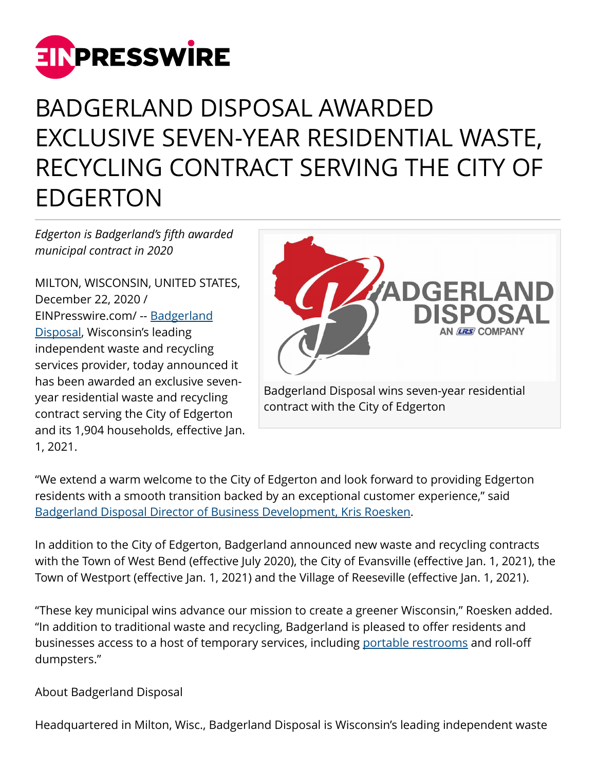# BADGERLAND DISPOSAL AWARDED EXCLUSIVE SEVEN-YEAR RESIDENTIAL WASTE, RECYCLING CONTRACT SERVING THE CITY OF EDGERTON

*Edgerton is Badgerland's fifth awarded municipal contract in 2020*

MILTON, WISCONSIN, UNITED STATES, December 22, 2020 / EINPresswire.com/ -- Badgerland Disposal, Wisconsin's leading independent waste and recycling services provider, today announced it has been awarded an exclusive seven-year residential waste and recycling contract serving the City of Edgerton and its 1,904 households, effective Jan. 1, 2021.

Badgerland Disposal wins seven-year residential contract with the City of Edgerton

"We extend a warm welcome to the City of Edgerton and look forward to providing Edgerton residents with a smooth transition backed by an exceptional customer experience," said Badgerland Disposal Director of Business Development, Kris Roesken.

In addition to the City of Edgerton, Badgerland announced new waste and recycling contracts with the Town of West Bend (effective July 2020), the City of Evansville (effective Jan. 1, 2021), the Town of Westport (effective Jan. 1, 2021) and the Village of Reeseville (effective Jan. 1, 2021).

"These key municipal wins advance our mission to create a greener Wisconsin," Roesken added. "In addition to traditional waste and recycling, Badgerland is pleased to offer residents and businesses access to a host of temporary services, including portable restrooms and roll-off dumpsters."

About Badgerland Disposal

Headquartered in Milton, Wisc., Badgerland Disposal is Wisconsin's leading independent waste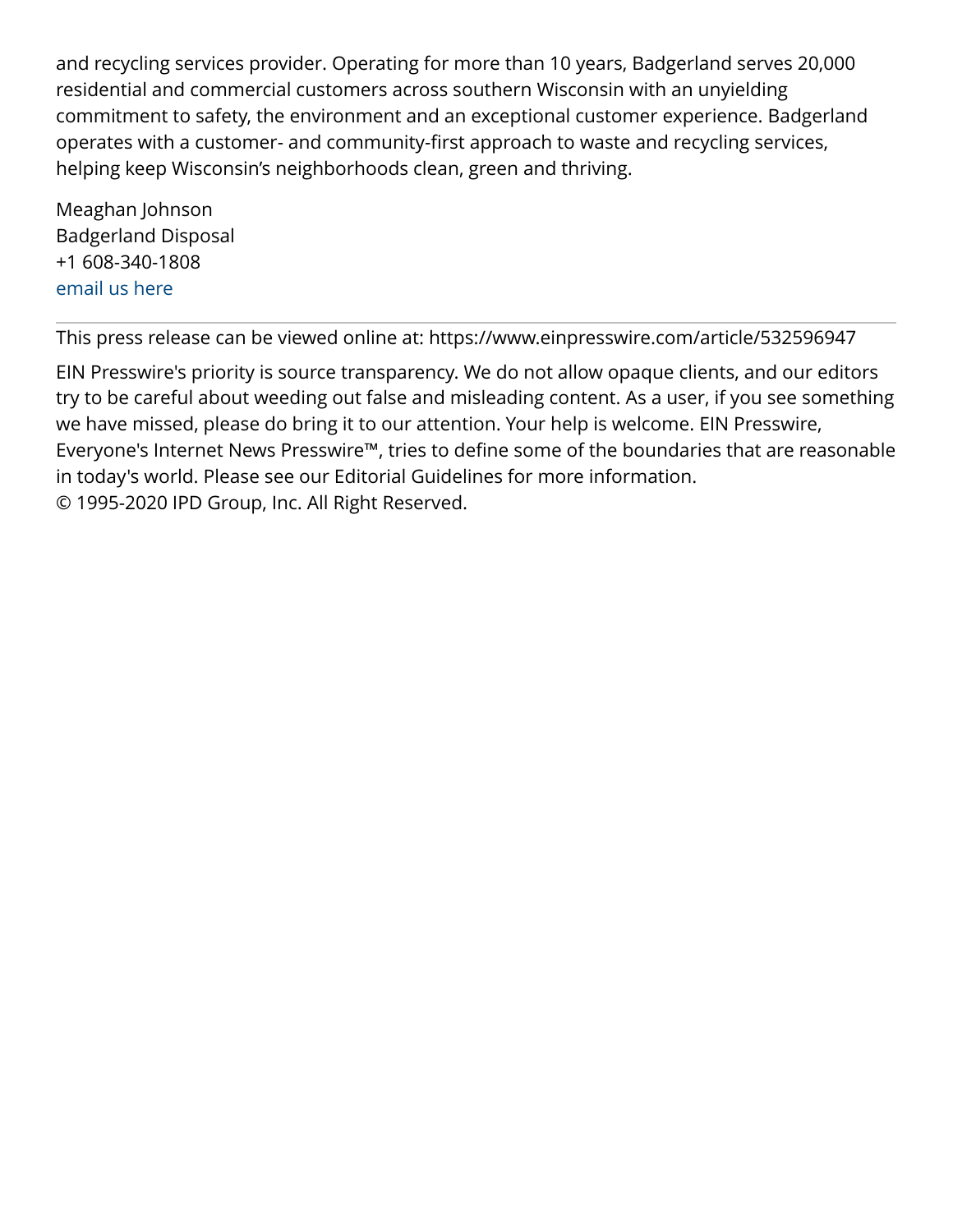and recycling services provider. Operating for more than 10 years, Badgerland serves 20,000 residential and commercial customers across southern Wisconsin with an unyielding commitment to safety, the environment and an exceptional customer experience. Badgerland operates with a customer- and community-first approach to waste and recycling services, helping keep Wisconsin's neighborhoods clean, green and thriving.

Meaghan Johnson  
Badgerland Disposal  
+1 608-340-1808  
email us here

---

This press release can be viewed online at: https://www.einpresswire.com/article/532596947

EIN Presswire's priority is source transparency. We do not allow opaque clients, and our editors try to be careful about weeding out false and misleading content. As a user, if you see something we have missed, please do bring it to our attention. Your help is welcome. EIN Presswire, Everyone's Internet News Presswire™, tries to define some of the boundaries that are reasonable in today's world. Please see our Editorial Guidelines for more information.  
© 1995-2020 IPD Group, Inc. All Right Reserved.